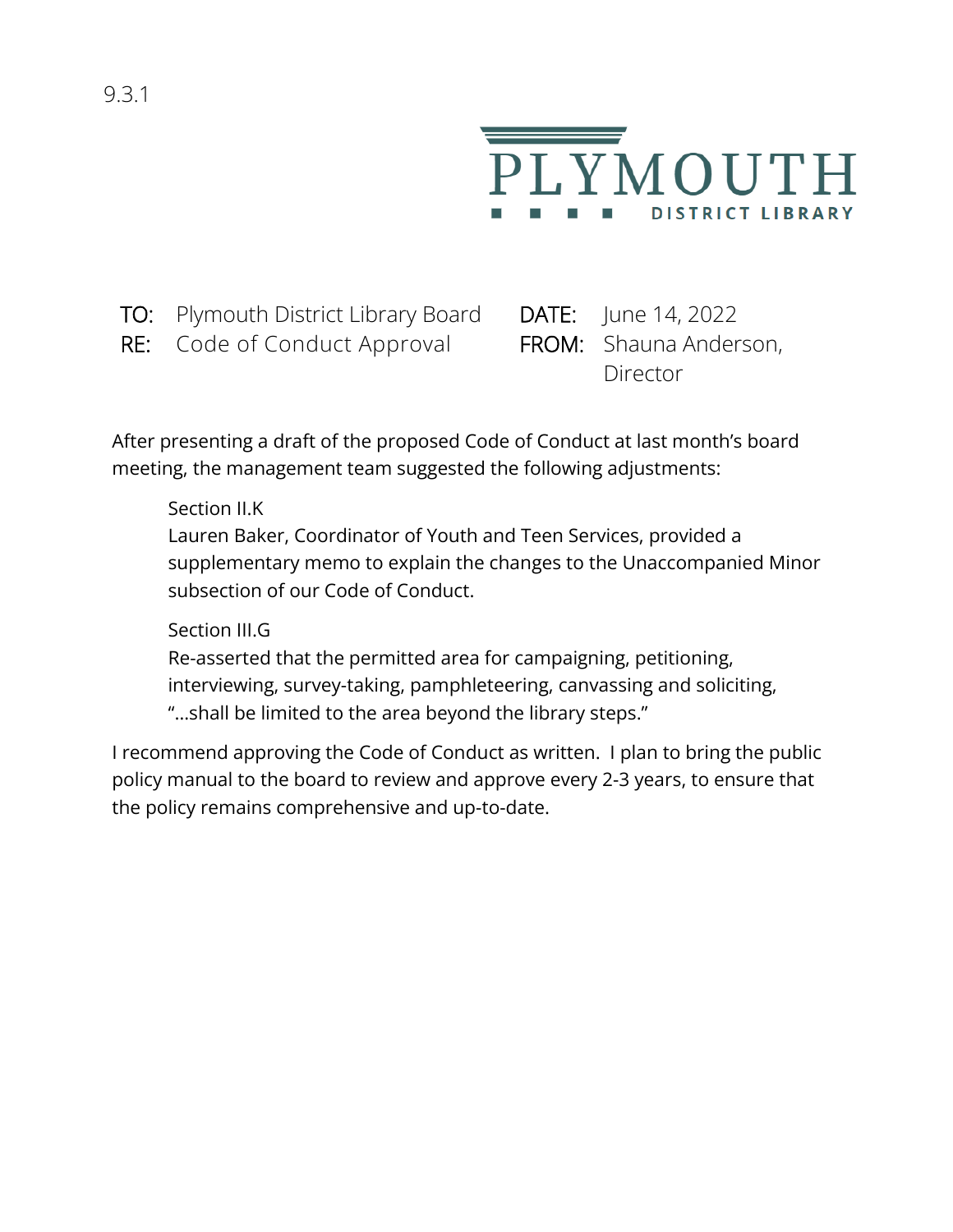9.3.1

PLYMOUTH DISTRICT LIBRARY

**TO:** Plymouth District Library Board
**RE:** Code of Conduct Approval
**DATE:** June 14, 2022
**FROM:** Shauna Anderson, Director

After presenting a draft of the proposed Code of Conduct at last month's board meeting, the management team suggested the following adjustments:

> Section II.K
> Lauren Baker, Coordinator of Youth and Teen Services, provided a supplementary memo to explain the changes to the Unaccompanied Minor subsection of our Code of Conduct.
>
> Section III.G
> Re-asserted that the permitted area for campaigning, petitioning, interviewing, survey-taking, pamphleteering, canvassing and soliciting, "…shall be limited to the area beyond the library steps."

I recommend approving the Code of Conduct as written. I plan to bring the public policy manual to the board to review and approve every 2-3 years, to ensure that the policy remains comprehensive and up-to-date.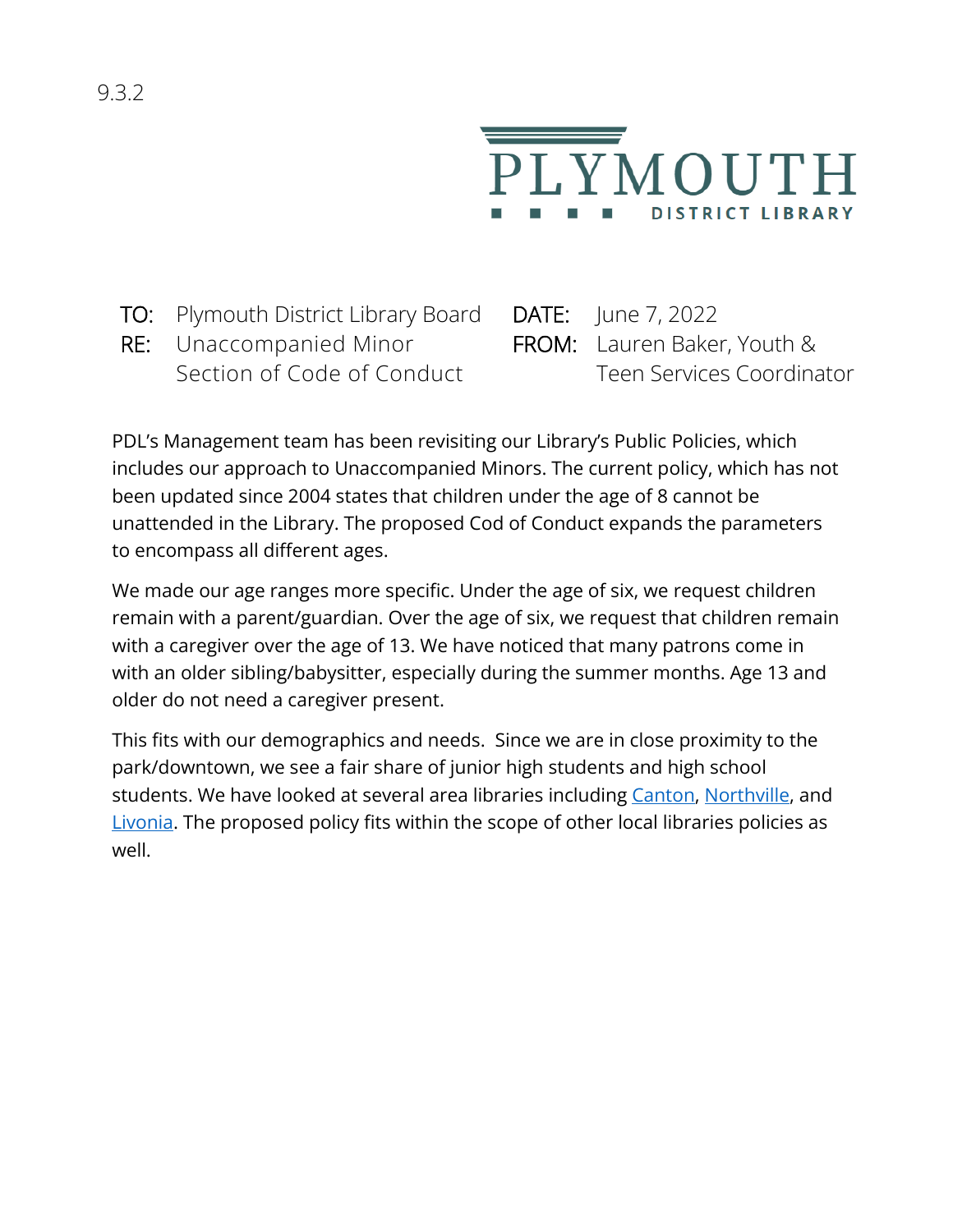9.3.2

PLYMOUTH DISTRICT LIBRARY

**TO:** Plymouth District Library Board

**RE:** Unaccompanied Minor Section of Code of Conduct

**DATE:** June 7, 2022

**FROM:** Lauren Baker, Youth & Teen Services Coordinator

PDL's Management team has been revisiting our Library's Public Policies, which includes our approach to Unaccompanied Minors. The current policy, which has not been updated since 2004 states that children under the age of 8 cannot be unattended in the Library. The proposed Cod of Conduct expands the parameters to encompass all different ages.

We made our age ranges more specific. Under the age of six, we request children remain with a parent/guardian. Over the age of six, we request that children remain with a caregiver over the age of 13. We have noticed that many patrons come in with an older sibling/babysitter, especially during the summer months. Age 13 and older do not need a caregiver present.

This fits with our demographics and needs. Since we are in close proximity to the park/downtown, we see a fair share of junior high students and high school students. We have looked at several area libraries including Canton, Northville, and Livonia. The proposed policy fits within the scope of other local libraries policies as well.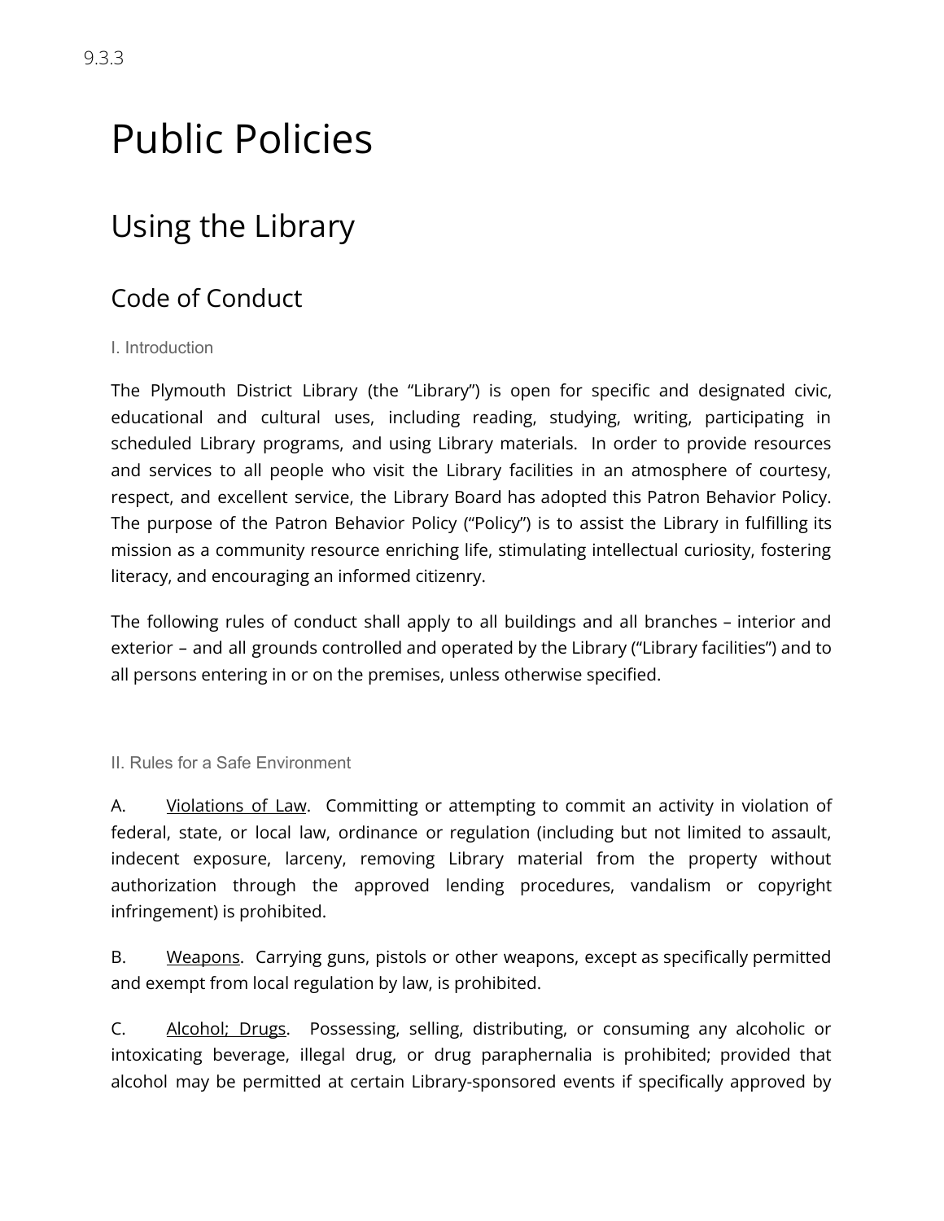9.3.3

# Public Policies

## Using the Library

### Code of Conduct

#### I. Introduction

The Plymouth District Library (the "Library") is open for specific and designated civic, educational and cultural uses, including reading, studying, writing, participating in scheduled Library programs, and using Library materials. In order to provide resources and services to all people who visit the Library facilities in an atmosphere of courtesy, respect, and excellent service, the Library Board has adopted this Patron Behavior Policy. The purpose of the Patron Behavior Policy ("Policy") is to assist the Library in fulfilling its mission as a community resource enriching life, stimulating intellectual curiosity, fostering literacy, and encouraging an informed citizenry.

The following rules of conduct shall apply to all buildings and all branches – interior and exterior – and all grounds controlled and operated by the Library ("Library facilities") and to all persons entering in or on the premises, unless otherwise specified.

#### II. Rules for a Safe Environment

A. <u>Violations of Law</u>. Committing or attempting to commit an activity in violation of federal, state, or local law, ordinance or regulation (including but not limited to assault, indecent exposure, larceny, removing Library material from the property without authorization through the approved lending procedures, vandalism or copyright infringement) is prohibited.

B. <u>Weapons</u>. Carrying guns, pistols or other weapons, except as specifically permitted and exempt from local regulation by law, is prohibited.

C. <u>Alcohol; Drugs</u>. Possessing, selling, distributing, or consuming any alcoholic or intoxicating beverage, illegal drug, or drug paraphernalia is prohibited; provided that alcohol may be permitted at certain Library-sponsored events if specifically approved by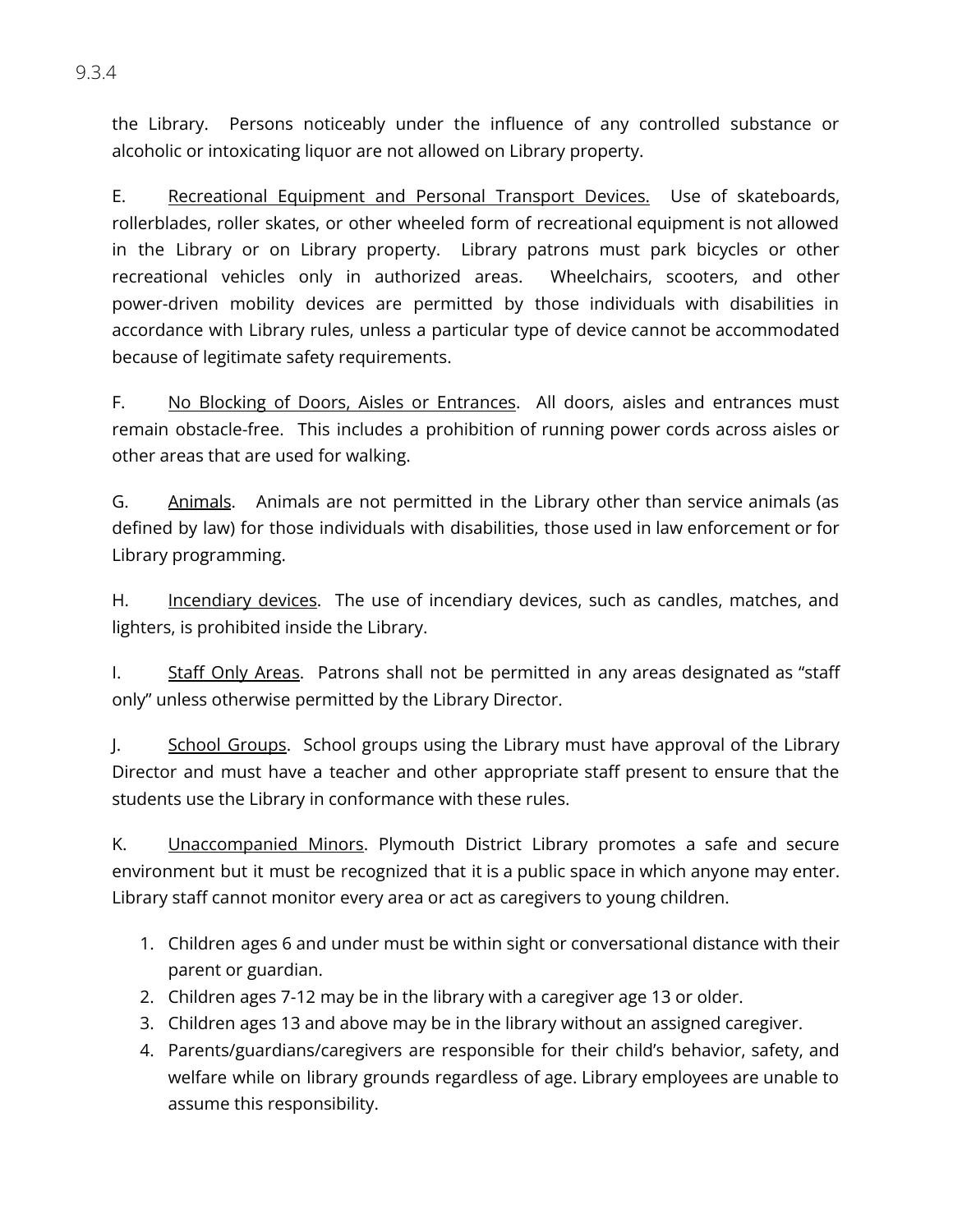the Library. Persons noticeably under the influence of any controlled substance or alcoholic or intoxicating liquor are not allowed on Library property.

E. Recreational Equipment and Personal Transport Devices. Use of skateboards, rollerblades, roller skates, or other wheeled form of recreational equipment is not allowed in the Library or on Library property. Library patrons must park bicycles or other recreational vehicles only in authorized areas. Wheelchairs, scooters, and other power-driven mobility devices are permitted by those individuals with disabilities in accordance with Library rules, unless a particular type of device cannot be accommodated because of legitimate safety requirements.

F. No Blocking of Doors, Aisles or Entrances. All doors, aisles and entrances must remain obstacle-free. This includes a prohibition of running power cords across aisles or other areas that are used for walking.

G. Animals. Animals are not permitted in the Library other than service animals (as defined by law) for those individuals with disabilities, those used in law enforcement or for Library programming.

H. Incendiary devices. The use of incendiary devices, such as candles, matches, and lighters, is prohibited inside the Library.

I. Staff Only Areas. Patrons shall not be permitted in any areas designated as "staff only" unless otherwise permitted by the Library Director.

J. School Groups. School groups using the Library must have approval of the Library Director and must have a teacher and other appropriate staff present to ensure that the students use the Library in conformance with these rules.

K. Unaccompanied Minors. Plymouth District Library promotes a safe and secure environment but it must be recognized that it is a public space in which anyone may enter. Library staff cannot monitor every area or act as caregivers to young children.

1. Children ages 6 and under must be within sight or conversational distance with their parent or guardian.
2. Children ages 7-12 may be in the library with a caregiver age 13 or older.
3. Children ages 13 and above may be in the library without an assigned caregiver.
4. Parents/guardians/caregivers are responsible for their child's behavior, safety, and welfare while on library grounds regardless of age. Library employees are unable to assume this responsibility.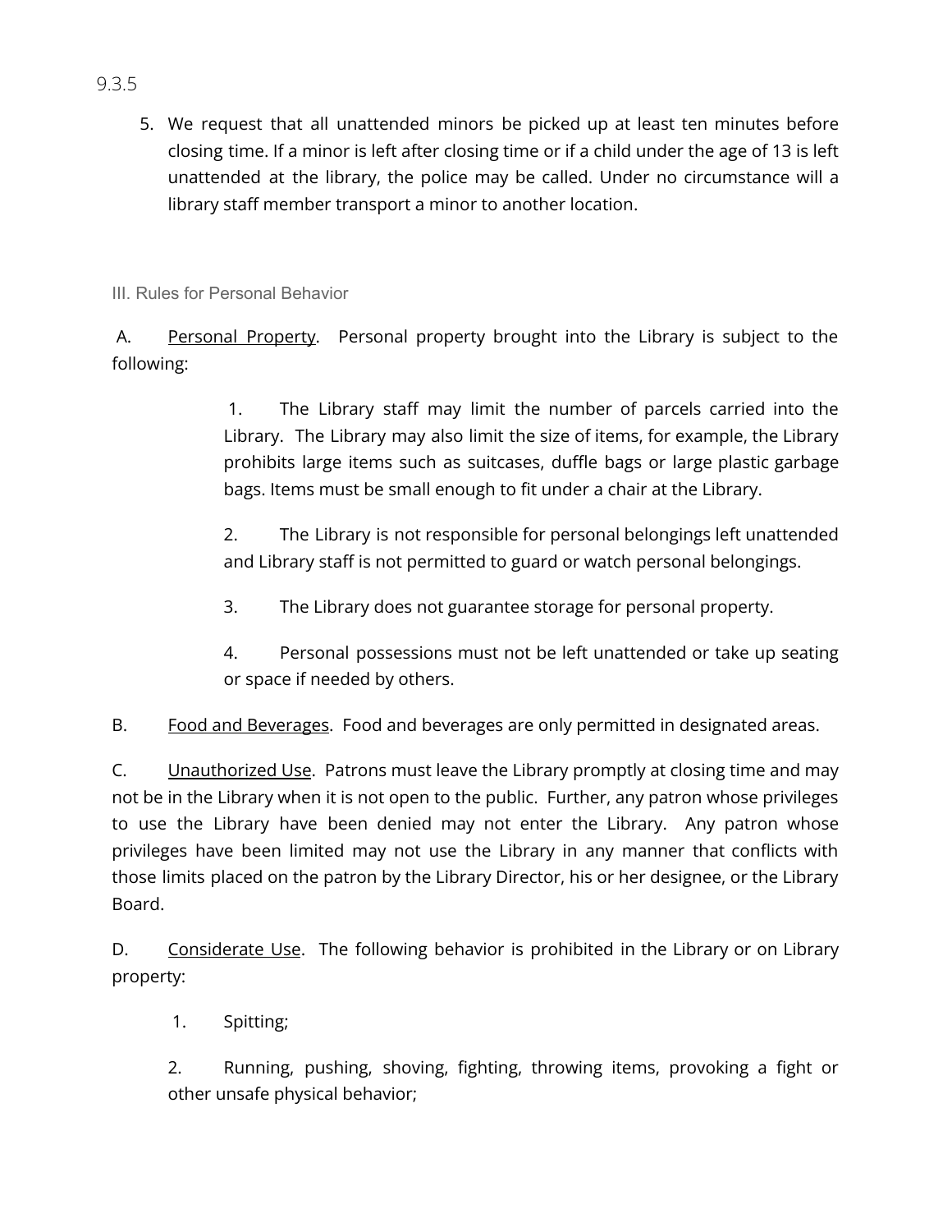9.3.5

5. We request that all unattended minors be picked up at least ten minutes before closing time. If a minor is left after closing time or if a child under the age of 13 is left unattended at the library, the police may be called. Under no circumstance will a library staff member transport a minor to another location.

### III. Rules for Personal Behavior

A. Personal Property. Personal property brought into the Library is subject to the following:

1. The Library staff may limit the number of parcels carried into the Library. The Library may also limit the size of items, for example, the Library prohibits large items such as suitcases, duffle bags or large plastic garbage bags. Items must be small enough to fit under a chair at the Library.

2. The Library is not responsible for personal belongings left unattended and Library staff is not permitted to guard or watch personal belongings.

3. The Library does not guarantee storage for personal property.

4. Personal possessions must not be left unattended or take up seating or space if needed by others.

B. Food and Beverages. Food and beverages are only permitted in designated areas.

C. Unauthorized Use. Patrons must leave the Library promptly at closing time and may not be in the Library when it is not open to the public. Further, any patron whose privileges to use the Library have been denied may not enter the Library. Any patron whose privileges have been limited may not use the Library in any manner that conflicts with those limits placed on the patron by the Library Director, his or her designee, or the Library Board.

D. Considerate Use. The following behavior is prohibited in the Library or on Library property:

1. Spitting;

2. Running, pushing, shoving, fighting, throwing items, provoking a fight or other unsafe physical behavior;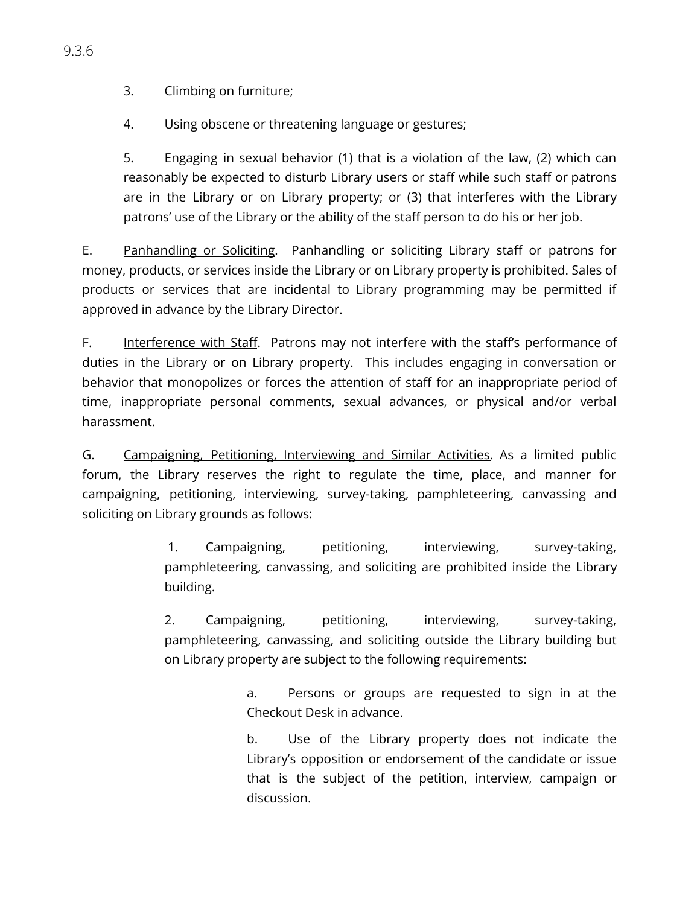3. Climbing on furniture;

4. Using obscene or threatening language or gestures;

5. Engaging in sexual behavior (1) that is a violation of the law, (2) which can reasonably be expected to disturb Library users or staff while such staff or patrons are in the Library or on Library property; or (3) that interferes with the Library patrons' use of the Library or the ability of the staff person to do his or her job.

E. Panhandling or Soliciting. Panhandling or soliciting Library staff or patrons for money, products, or services inside the Library or on Library property is prohibited. Sales of products or services that are incidental to Library programming may be permitted if approved in advance by the Library Director.

F. Interference with Staff. Patrons may not interfere with the staff's performance of duties in the Library or on Library property. This includes engaging in conversation or behavior that monopolizes or forces the attention of staff for an inappropriate period of time, inappropriate personal comments, sexual advances, or physical and/or verbal harassment.

G. Campaigning, Petitioning, Interviewing and Similar Activities. As a limited public forum, the Library reserves the right to regulate the time, place, and manner for campaigning, petitioning, interviewing, survey-taking, pamphleteering, canvassing and soliciting on Library grounds as follows:

1. Campaigning, petitioning, interviewing, survey-taking, pamphleteering, canvassing, and soliciting are prohibited inside the Library building.

2. Campaigning, petitioning, interviewing, survey-taking, pamphleteering, canvassing, and soliciting outside the Library building but on Library property are subject to the following requirements:

   a. Persons or groups are requested to sign in at the Checkout Desk in advance.

   b. Use of the Library property does not indicate the Library's opposition or endorsement of the candidate or issue that is the subject of the petition, interview, campaign or discussion.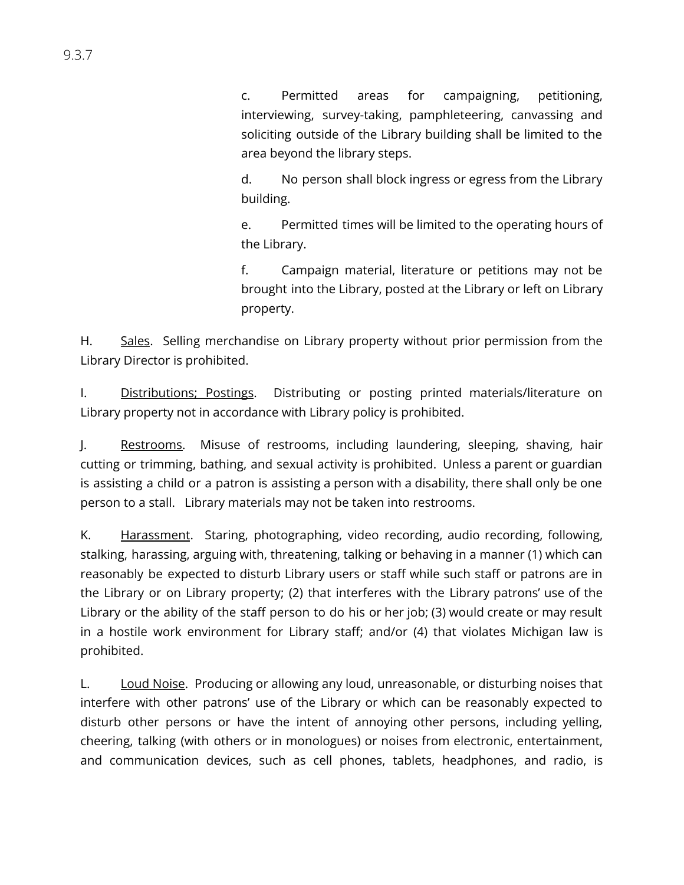c. Permitted areas for campaigning, petitioning, interviewing, survey-taking, pamphleteering, canvassing and soliciting outside of the Library building shall be limited to the area beyond the library steps.

d. No person shall block ingress or egress from the Library building.

e. Permitted times will be limited to the operating hours of the Library.

f. Campaign material, literature or petitions may not be brought into the Library, posted at the Library or left on Library property.

H. Sales. Selling merchandise on Library property without prior permission from the Library Director is prohibited.

I. Distributions; Postings. Distributing or posting printed materials/literature on Library property not in accordance with Library policy is prohibited.

J. Restrooms. Misuse of restrooms, including laundering, sleeping, shaving, hair cutting or trimming, bathing, and sexual activity is prohibited. Unless a parent or guardian is assisting a child or a patron is assisting a person with a disability, there shall only be one person to a stall. Library materials may not be taken into restrooms.

K. Harassment. Staring, photographing, video recording, audio recording, following, stalking, harassing, arguing with, threatening, talking or behaving in a manner (1) which can reasonably be expected to disturb Library users or staff while such staff or patrons are in the Library or on Library property; (2) that interferes with the Library patrons' use of the Library or the ability of the staff person to do his or her job; (3) would create or may result in a hostile work environment for Library staff; and/or (4) that violates Michigan law is prohibited.

L. Loud Noise. Producing or allowing any loud, unreasonable, or disturbing noises that interfere with other patrons' use of the Library or which can be reasonably expected to disturb other persons or have the intent of annoying other persons, including yelling, cheering, talking (with others or in monologues) or noises from electronic, entertainment, and communication devices, such as cell phones, tablets, headphones, and radio, is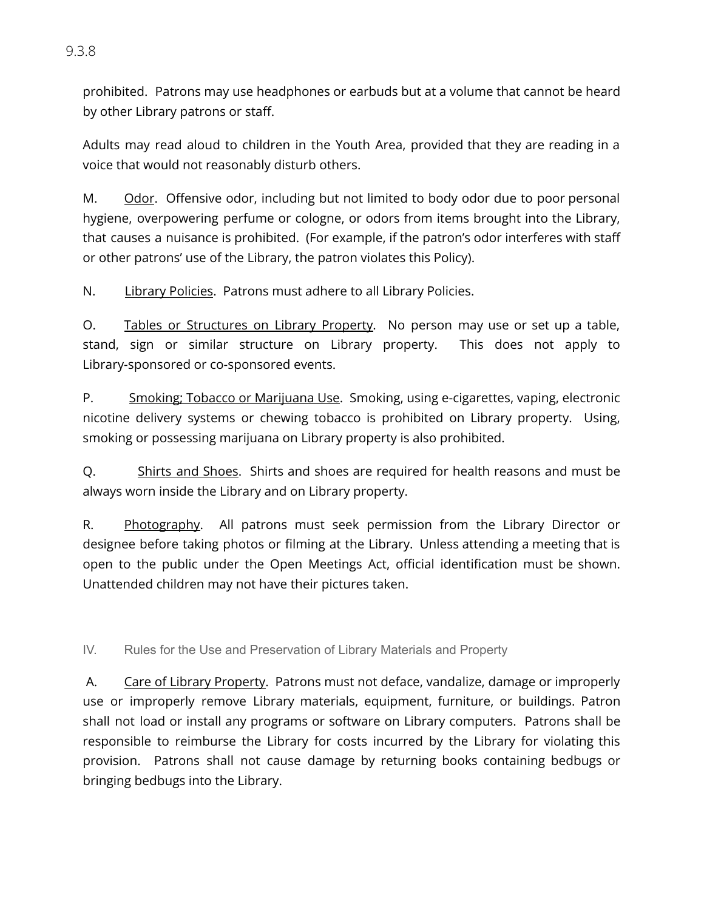prohibited.  Patrons may use headphones or earbuds but at a volume that cannot be heard by other Library patrons or staff.

Adults may read aloud to children in the Youth Area, provided that they are reading in a voice that would not reasonably disturb others.

M. Odor.  Offensive odor, including but not limited to body odor due to poor personal hygiene, overpowering perfume or cologne, or odors from items brought into the Library, that causes a nuisance is prohibited.  (For example, if the patron's odor interferes with staff or other patrons' use of the Library, the patron violates this Policy).

N. Library Policies.  Patrons must adhere to all Library Policies.

O. Tables or Structures on Library Property.  No person may use or set up a table, stand, sign or similar structure on Library property.  This does not apply to Library-sponsored or co-sponsored events.

P. Smoking; Tobacco or Marijuana Use.  Smoking, using e-cigarettes, vaping, electronic nicotine delivery systems or chewing tobacco is prohibited on Library property.  Using, smoking or possessing marijuana on Library property is also prohibited.

Q. Shirts and Shoes.  Shirts and shoes are required for health reasons and must be always worn inside the Library and on Library property.

R. Photography.  All patrons must seek permission from the Library Director or designee before taking photos or filming at the Library.  Unless attending a meeting that is open to the public under the Open Meetings Act, official identification must be shown.  Unattended children may not have their pictures taken.

## IV. Rules for the Use and Preservation of Library Materials and Property

A. Care of Library Property.  Patrons must not deface, vandalize, damage or improperly use or improperly remove Library materials, equipment, furniture, or buildings. Patron shall not load or install any programs or software on Library computers.  Patrons shall be responsible to reimburse the Library for costs incurred by the Library for violating this provision.  Patrons shall not cause damage by returning books containing bedbugs or bringing bedbugs into the Library.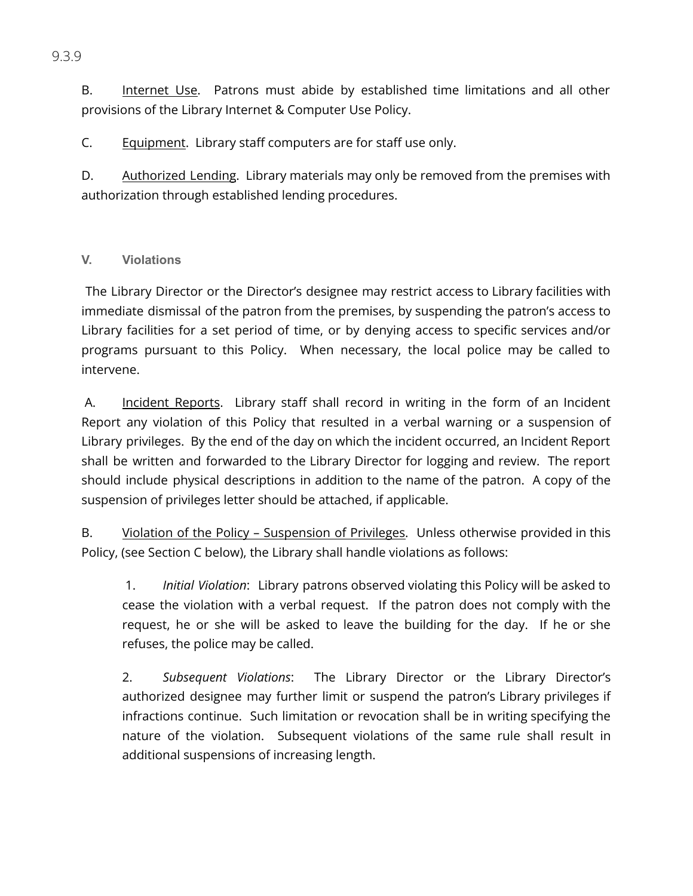B. Internet Use. Patrons must abide by established time limitations and all other provisions of the Library Internet & Computer Use Policy.

C. Equipment. Library staff computers are for staff use only.

D. Authorized Lending. Library materials may only be removed from the premises with authorization through established lending procedures.

## V. Violations

The Library Director or the Director's designee may restrict access to Library facilities with immediate dismissal of the patron from the premises, by suspending the patron's access to Library facilities for a set period of time, or by denying access to specific services and/or programs pursuant to this Policy. When necessary, the local police may be called to intervene.

A. Incident Reports. Library staff shall record in writing in the form of an Incident Report any violation of this Policy that resulted in a verbal warning or a suspension of Library privileges. By the end of the day on which the incident occurred, an Incident Report shall be written and forwarded to the Library Director for logging and review. The report should include physical descriptions in addition to the name of the patron. A copy of the suspension of privileges letter should be attached, if applicable.

B. Violation of the Policy – Suspension of Privileges. Unless otherwise provided in this Policy, (see Section C below), the Library shall handle violations as follows:

1. *Initial Violation*: Library patrons observed violating this Policy will be asked to cease the violation with a verbal request. If the patron does not comply with the request, he or she will be asked to leave the building for the day. If he or she refuses, the police may be called.

2. *Subsequent Violations*: The Library Director or the Library Director's authorized designee may further limit or suspend the patron's Library privileges if infractions continue. Such limitation or revocation shall be in writing specifying the nature of the violation. Subsequent violations of the same rule shall result in additional suspensions of increasing length.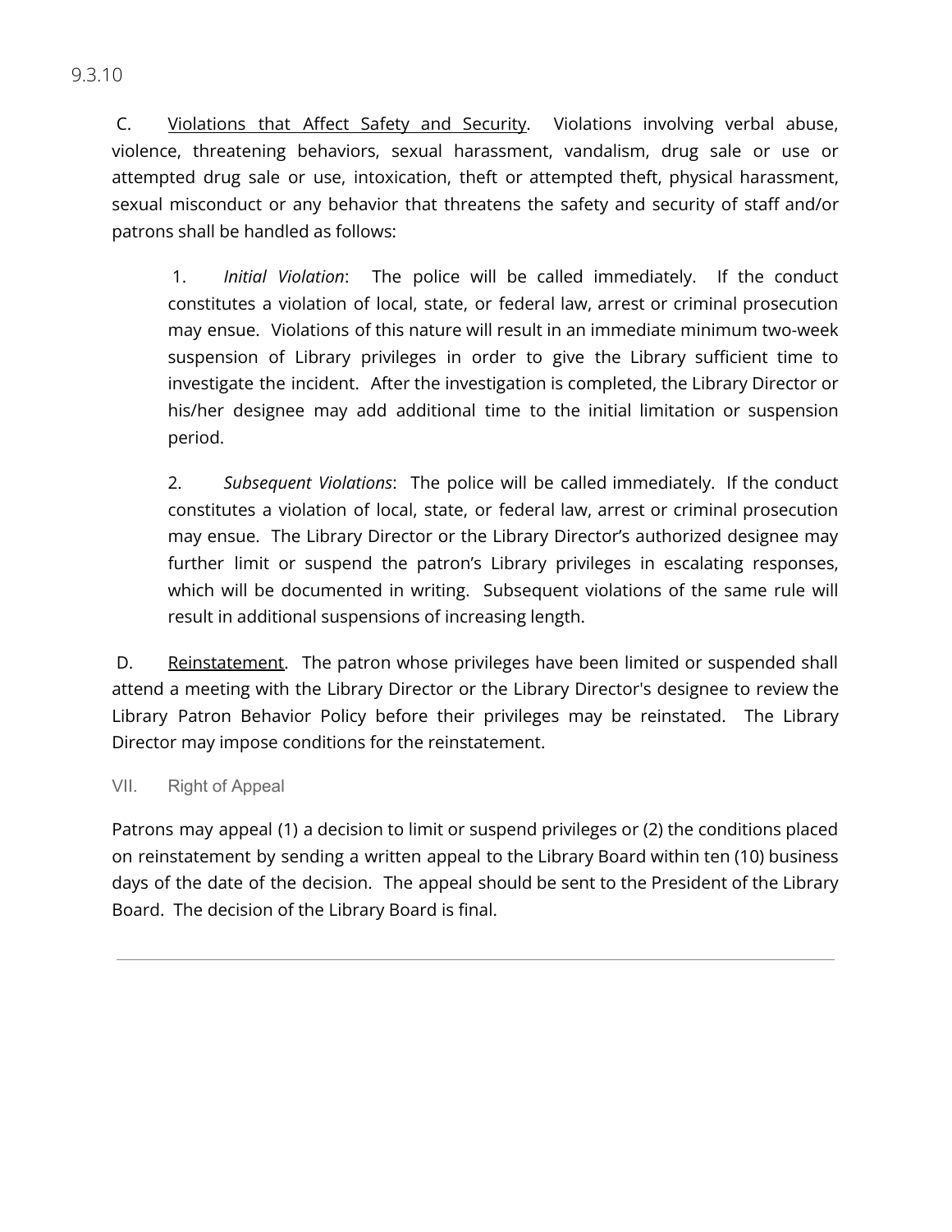C. <u>Violations that Affect Safety and Security</u>. Violations involving verbal abuse, violence, threatening behaviors, sexual harassment, vandalism, drug sale or use or attempted drug sale or use, intoxication, theft or attempted theft, physical harassment, sexual misconduct or any behavior that threatens the safety and security of staff and/or patrons shall be handled as follows:

1. *Initial Violation*: The police will be called immediately. If the conduct constitutes a violation of local, state, or federal law, arrest or criminal prosecution may ensue. Violations of this nature will result in an immediate minimum two-week suspension of Library privileges in order to give the Library sufficient time to investigate the incident. After the investigation is completed, the Library Director or his/her designee may add additional time to the initial limitation or suspension period.

2. *Subsequent Violations*: The police will be called immediately. If the conduct constitutes a violation of local, state, or federal law, arrest or criminal prosecution may ensue. The Library Director or the Library Director's authorized designee may further limit or suspend the patron's Library privileges in escalating responses, which will be documented in writing. Subsequent violations of the same rule will result in additional suspensions of increasing length.

D. <u>Reinstatement</u>. The patron whose privileges have been limited or suspended shall attend a meeting with the Library Director or the Library Director's designee to review the Library Patron Behavior Policy before their privileges may be reinstated. The Library Director may impose conditions for the reinstatement.

## VII. Right of Appeal

Patrons may appeal (1) a decision to limit or suspend privileges or (2) the conditions placed on reinstatement by sending a written appeal to the Library Board within ten (10) business days of the date of the decision. The appeal should be sent to the President of the Library Board. The decision of the Library Board is final.

---